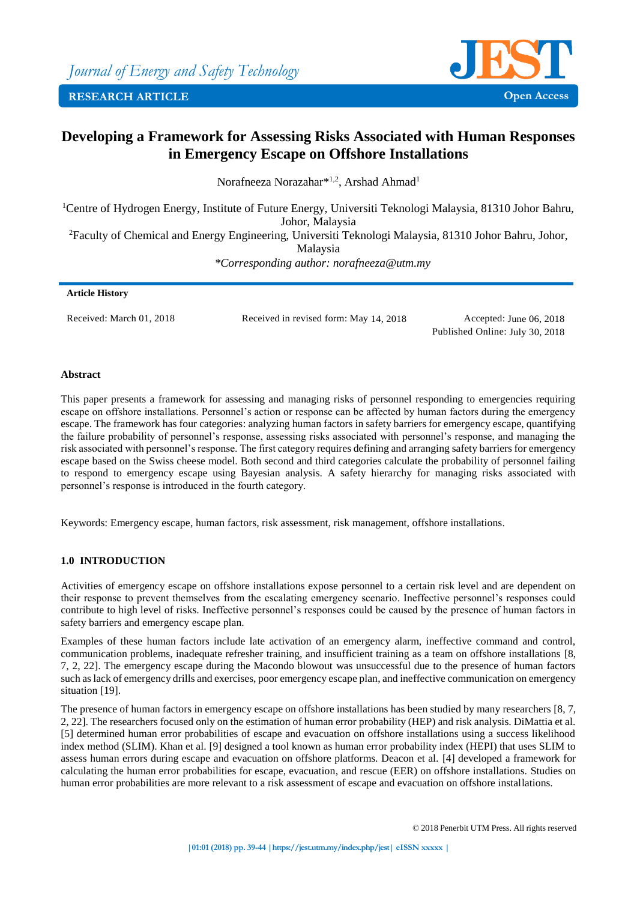# Developing a Framework for Assessing Risks Associated with Human Responses in Emergency Escape on Offshore Installations

Norafneeza Norazahar*[1,2], Arshad Ahmad[1]

[1]Centre of Hydrogen Energy, Institute of Future Energy, Universiti Teknologi Malaysia, 81310 Johor Bahru, Johor, Malaysia

[2]Faculty of Chemical and Energy Engineering, Universiti Teknologi Malaysia, 81310 Johor Bahru, Johor, Malaysia

*\*Corresponding author: norafneeza@utm.my*

**Article History**

Received: March 01, 2018 | Received in revised form: May 14, 2018 | Accepted: June 06, 2018 | Published Online: July 30, 2018

### Abstract

This paper presents a framework for assessing and managing risks of personnel responding to emergencies requiring escape on offshore installations. Personnel's action or response can be affected by human factors during the emergency escape. The framework has four categories: analyzing human factors in safety barriers for emergency escape, quantifying the failure probability of personnel's response, assessing risks associated with personnel's response, and managing the risk associated with personnel's response. The first category requires defining and arranging safety barriers for emergency escape based on the Swiss cheese model. Both second and third categories calculate the probability of personnel failing to respond to emergency escape using Bayesian analysis. A safety hierarchy for managing risks associated with personnel's response is introduced in the fourth category.

Keywords: Emergency escape, human factors, risk assessment, risk management, offshore installations.

## 1.0 INTRODUCTION

Activities of emergency escape on offshore installations expose personnel to a certain risk level and are dependent on their response to prevent themselves from the escalating emergency scenario. Ineffective personnel's responses could contribute to high level of risks. Ineffective personnel's responses could be caused by the presence of human factors in safety barriers and emergency escape plan.

Examples of these human factors include late activation of an emergency alarm, ineffective command and control, communication problems, inadequate refresher training, and insufficient training as a team on offshore installations [8, 7, 2, 22]. The emergency escape during the Macondo blowout was unsuccessful due to the presence of human factors such as lack of emergency drills and exercises, poor emergency escape plan, and ineffective communication on emergency situation [19].

The presence of human factors in emergency escape on offshore installations has been studied by many researchers [8, 7, 2, 22]. The researchers focused only on the estimation of human error probability (HEP) and risk analysis. DiMattia et al. [5] determined human error probabilities of escape and evacuation on offshore installations using a success likelihood index method (SLIM). Khan et al. [9] designed a tool known as human error probability index (HEPI) that uses SLIM to assess human errors during escape and evacuation on offshore platforms. Deacon et al. [4] developed a framework for calculating the human error probabilities for escape, evacuation, and rescue (EER) on offshore installations. Studies on human error probabilities are more relevant to a risk assessment of escape and evacuation on offshore installations.

© 2018 Penerbit UTM Press. All rights reserved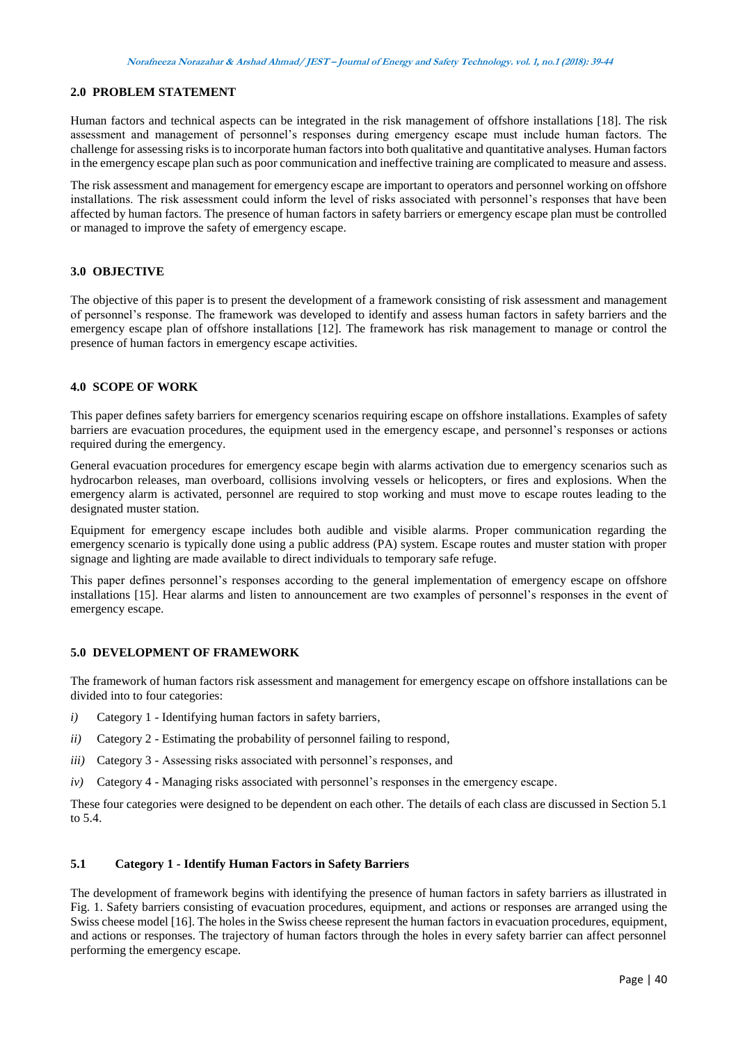## 2.0 PROBLEM STATEMENT

Human factors and technical aspects can be integrated in the risk management of offshore installations [18]. The risk assessment and management of personnel's responses during emergency escape must include human factors. The challenge for assessing risks is to incorporate human factors into both qualitative and quantitative analyses. Human factors in the emergency escape plan such as poor communication and ineffective training are complicated to measure and assess.

The risk assessment and management for emergency escape are important to operators and personnel working on offshore installations. The risk assessment could inform the level of risks associated with personnel's responses that have been affected by human factors. The presence of human factors in safety barriers or emergency escape plan must be controlled or managed to improve the safety of emergency escape.

## 3.0 OBJECTIVE

The objective of this paper is to present the development of a framework consisting of risk assessment and management of personnel's response. The framework was developed to identify and assess human factors in safety barriers and the emergency escape plan of offshore installations [12]. The framework has risk management to manage or control the presence of human factors in emergency escape activities.

## 4.0 SCOPE OF WORK

This paper defines safety barriers for emergency scenarios requiring escape on offshore installations. Examples of safety barriers are evacuation procedures, the equipment used in the emergency escape, and personnel's responses or actions required during the emergency.

General evacuation procedures for emergency escape begin with alarms activation due to emergency scenarios such as hydrocarbon releases, man overboard, collisions involving vessels or helicopters, or fires and explosions. When the emergency alarm is activated, personnel are required to stop working and must move to escape routes leading to the designated muster station.

Equipment for emergency escape includes both audible and visible alarms. Proper communication regarding the emergency scenario is typically done using a public address (PA) system. Escape routes and muster station with proper signage and lighting are made available to direct individuals to temporary safe refuge.

This paper defines personnel's responses according to the general implementation of emergency escape on offshore installations [15]. Hear alarms and listen to announcement are two examples of personnel's responses in the event of emergency escape.

## 5.0 DEVELOPMENT OF FRAMEWORK

The framework of human factors risk assessment and management for emergency escape on offshore installations can be divided into to four categories:

*i)* Category 1 - Identifying human factors in safety barriers,

*ii)* Category 2 - Estimating the probability of personnel failing to respond,

*iii)* Category 3 - Assessing risks associated with personnel's responses, and

*iv)* Category 4 - Managing risks associated with personnel's responses in the emergency escape.

These four categories were designed to be dependent on each other. The details of each class are discussed in Section 5.1 to 5.4.

### 5.1 Category 1 - Identify Human Factors in Safety Barriers

The development of framework begins with identifying the presence of human factors in safety barriers as illustrated in Fig. 1. Safety barriers consisting of evacuation procedures, equipment, and actions or responses are arranged using the Swiss cheese model [16]. The holes in the Swiss cheese represent the human factors in evacuation procedures, equipment, and actions or responses. The trajectory of human factors through the holes in every safety barrier can affect personnel performing the emergency escape.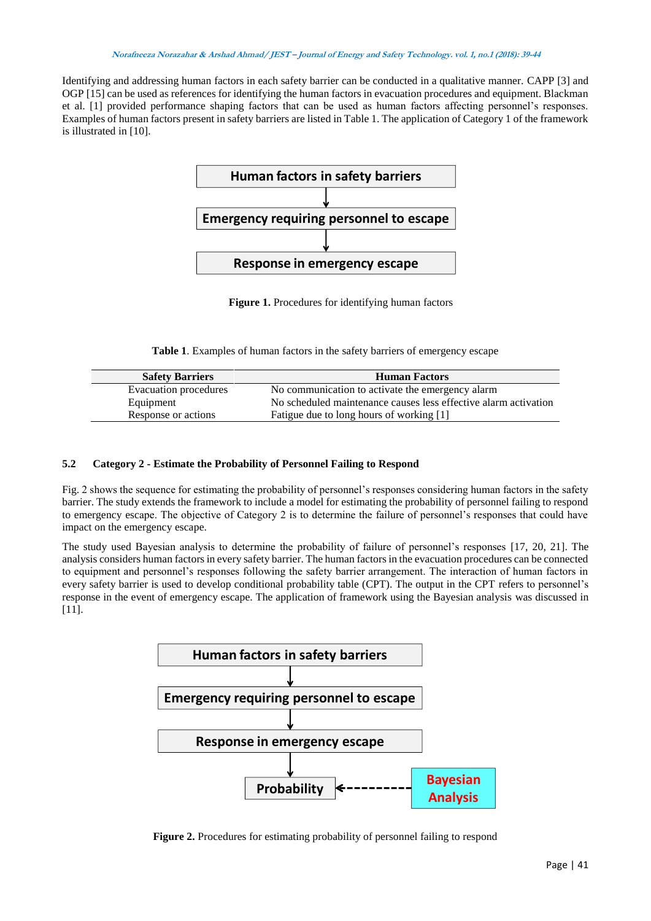Identifying and addressing human factors in each safety barrier can be conducted in a qualitative manner. CAPP [3] and OGP [15] can be used as references for identifying the human factors in evacuation procedures and equipment. Blackman et al. [1] provided performance shaping factors that can be used as human factors affecting personnel's responses. Examples of human factors present in safety barriers are listed in Table 1. The application of Category 1 of the framework is illustrated in [10].

Human factors in safety barriers

Emergency requiring personnel to escape

Response in emergency escape

**Figure 1.** Procedures for identifying human factors

**Table 1**. Examples of human factors in the safety barriers of emergency escape

| Safety Barriers | Human Factors |
| --- | --- |
| Evacuation procedures | No communication to activate the emergency alarm |
| Equipment | No scheduled maintenance causes less effective alarm activation |
| Response or actions | Fatigue due to long hours of working [1] |

### 5.2 Category 2 - Estimate the Probability of Personnel Failing to Respond

Fig. 2 shows the sequence for estimating the probability of personnel's responses considering human factors in the safety barrier. The study extends the framework to include a model for estimating the probability of personnel failing to respond to emergency escape. The objective of Category 2 is to determine the failure of personnel's responses that could have impact on the emergency escape.

The study used Bayesian analysis to determine the probability of failure of personnel's responses [17, 20, 21]. The analysis considers human factors in every safety barrier. The human factors in the evacuation procedures can be connected to equipment and personnel's responses following the safety barrier arrangement. The interaction of human factors in every safety barrier is used to develop conditional probability table (CPT). The output in the CPT refers to personnel's response in the event of emergency escape. The application of framework using the Bayesian analysis was discussed in [11].

Human factors in safety barriers

Emergency requiring personnel to escape

Response in emergency escape

Probability

Bayesian Analysis

**Figure 2.** Procedures for estimating probability of personnel failing to respond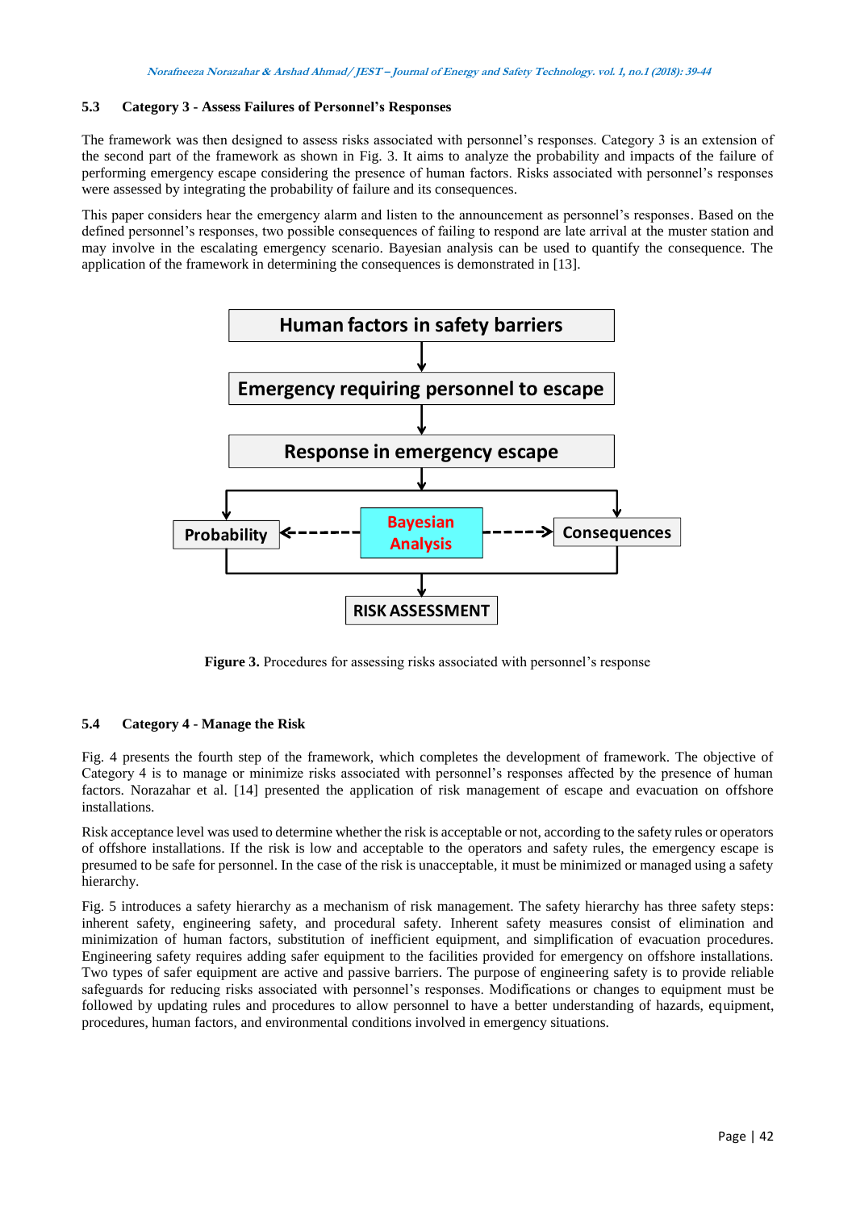### 5.3 Category 3 - Assess Failures of Personnel's Responses

The framework was then designed to assess risks associated with personnel's responses. Category 3 is an extension of the second part of the framework as shown in Fig. 3. It aims to analyze the probability and impacts of the failure of performing emergency escape considering the presence of human factors. Risks associated with personnel's responses were assessed by integrating the probability of failure and its consequences.

This paper considers hear the emergency alarm and listen to the announcement as personnel's responses. Based on the defined personnel's responses, two possible consequences of failing to respond are late arrival at the muster station and may involve in the escalating emergency scenario. Bayesian analysis can be used to quantify the consequence. The application of the framework in determining the consequences is demonstrated in [13].

Human factors in safety barriers

Emergency requiring personnel to escape

Response in emergency escape

Probability

Bayesian Analysis

Consequences

RISK ASSESSMENT

**Figure 3.** Procedures for assessing risks associated with personnel's response

### 5.4 Category 4 - Manage the Risk

Fig. 4 presents the fourth step of the framework, which completes the development of framework. The objective of Category 4 is to manage or minimize risks associated with personnel's responses affected by the presence of human factors. Norazahar et al. [14] presented the application of risk management of escape and evacuation on offshore installations.

Risk acceptance level was used to determine whether the risk is acceptable or not, according to the safety rules or operators of offshore installations. If the risk is low and acceptable to the operators and safety rules, the emergency escape is presumed to be safe for personnel. In the case of the risk is unacceptable, it must be minimized or managed using a safety hierarchy.

Fig. 5 introduces a safety hierarchy as a mechanism of risk management. The safety hierarchy has three safety steps: inherent safety, engineering safety, and procedural safety. Inherent safety measures consist of elimination and minimization of human factors, substitution of inefficient equipment, and simplification of evacuation procedures. Engineering safety requires adding safer equipment to the facilities provided for emergency on offshore installations. Two types of safer equipment are active and passive barriers. The purpose of engineering safety is to provide reliable safeguards for reducing risks associated with personnel's responses. Modifications or changes to equipment must be followed by updating rules and procedures to allow personnel to have a better understanding of hazards, equipment, procedures, human factors, and environmental conditions involved in emergency situations.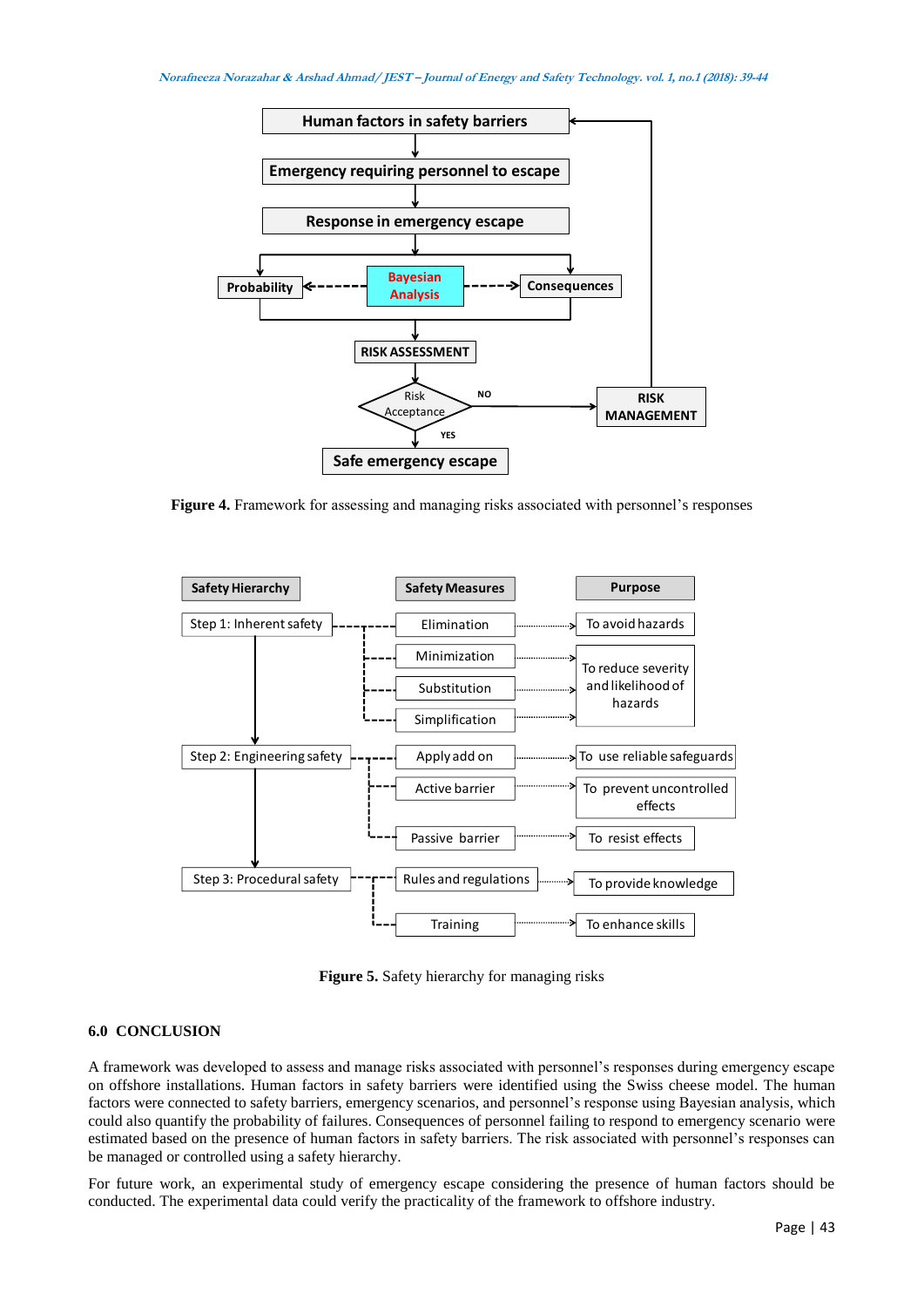Human factors in safety barriers

Emergency requiring personnel to escape

Response in emergency escape

Probability

Bayesian Analysis

Consequences

RISK ASSESSMENT

Risk Acceptance

NO

YES

RISK MANAGEMENT

Safe emergency escape

**Figure 4.** Framework for assessing and managing risks associated with personnel's responses

Safety Hierarchy

Safety Measures

Purpose

Step 1: Inherent safety

Elimination

To avoid hazards

Minimization

Substitution

Simplification

To reduce severity and likelihood of hazards

Step 2: Engineering safety

Apply add on

To use reliable safeguards

Active barrier

To prevent uncontrolled effects

Passive barrier

To resist effects

Step 3: Procedural safety

Rules and regulations

To provide knowledge

Training

To enhance skills

**Figure 5.** Safety hierarchy for managing risks

## 6.0 CONCLUSION

A framework was developed to assess and manage risks associated with personnel's responses during emergency escape on offshore installations. Human factors in safety barriers were identified using the Swiss cheese model. The human factors were connected to safety barriers, emergency scenarios, and personnel's response using Bayesian analysis, which could also quantify the probability of failures. Consequences of personnel failing to respond to emergency scenario were estimated based on the presence of human factors in safety barriers. The risk associated with personnel's responses can be managed or controlled using a safety hierarchy.

For future work, an experimental study of emergency escape considering the presence of human factors should be conducted. The experimental data could verify the practicality of the framework to offshore industry.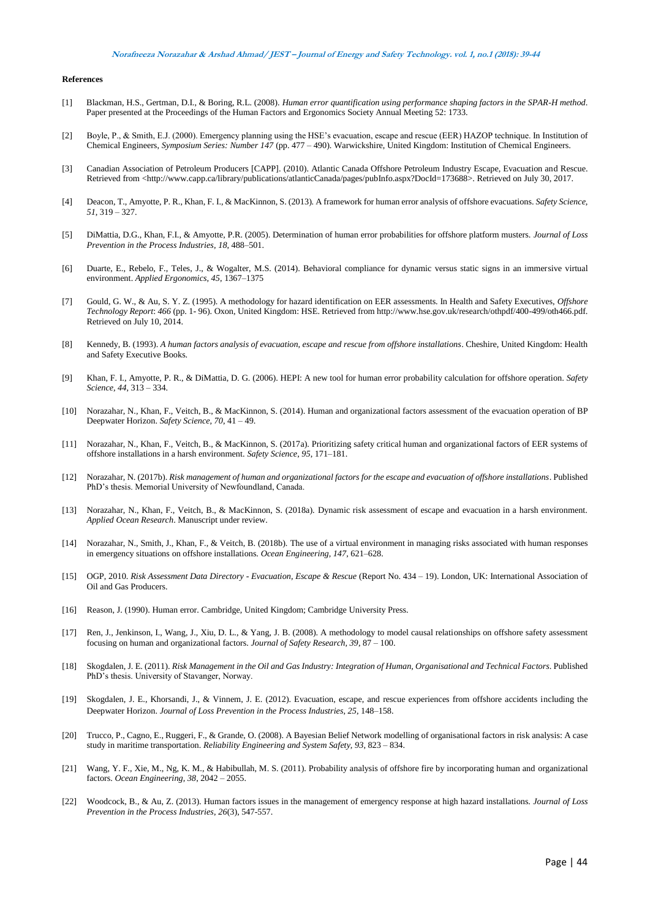**References**

[1] Blackman, H.S., Gertman, D.I., & Boring, R.L. (2008). *Human error quantification using performance shaping factors in the SPAR-H method*. Paper presented at the Proceedings of the Human Factors and Ergonomics Society Annual Meeting 52: 1733.

[2] Boyle, P., & Smith, E.J. (2000). Emergency planning using the HSE's evacuation, escape and rescue (EER) HAZOP technique. In Institution of Chemical Engineers, *Symposium Series: Number 147* (pp. 477 – 490). Warwickshire, United Kingdom: Institution of Chemical Engineers.

[3] Canadian Association of Petroleum Producers [CAPP]. (2010). Atlantic Canada Offshore Petroleum Industry Escape, Evacuation and Rescue. Retrieved from <http://www.capp.ca/library/publications/atlanticCanada/pages/pubInfo.aspx?DocId=173688>. Retrieved on July 30, 2017.

[4] Deacon, T., Amyotte, P. R., Khan, F. I., & MacKinnon, S. (2013). A framework for human error analysis of offshore evacuations. *Safety Science, 51*, 319 – 327.

[5] DiMattia, D.G., Khan, F.I., & Amyotte, P.R. (2005). Determination of human error probabilities for offshore platform musters. *Journal of Loss Prevention in the Process Industries, 18*, 488–501.

[6] Duarte, E., Rebelo, F., Teles, J., & Wogalter, M.S. (2014). Behavioral compliance for dynamic versus static signs in an immersive virtual environment. *Applied Ergonomics, 45*, 1367–1375

[7] Gould, G. W., & Au, S. Y. Z. (1995). A methodology for hazard identification on EER assessments. In Health and Safety Executives, *Offshore Technology Report*: *466* (pp. 1- 96). Oxon, United Kingdom: HSE. Retrieved from http://www.hse.gov.uk/research/othpdf/400-499/oth466.pdf. Retrieved on July 10, 2014.

[8] Kennedy, B. (1993). *A human factors analysis of evacuation, escape and rescue from offshore installations*. Cheshire, United Kingdom: Health and Safety Executive Books.

[9] Khan, F. I., Amyotte, P. R., & DiMattia, D. G. (2006). HEPI: A new tool for human error probability calculation for offshore operation. *Safety Science, 44*, 313 – 334.

[10] Norazahar, N., Khan, F., Veitch, B., & MacKinnon, S. (2014). Human and organizational factors assessment of the evacuation operation of BP Deepwater Horizon. *Safety Science, 70*, 41 – 49.

[11] Norazahar, N., Khan, F., Veitch, B., & MacKinnon, S. (2017a). Prioritizing safety critical human and organizational factors of EER systems of offshore installations in a harsh environment. *Safety Science*, *95*, 171–181.

[12] Norazahar, N. (2017b). *Risk management of human and organizational factors for the escape and evacuation of offshore installations*. Published PhD's thesis. Memorial University of Newfoundland, Canada.

[13] Norazahar, N., Khan, F., Veitch, B., & MacKinnon, S. (2018a). Dynamic risk assessment of escape and evacuation in a harsh environment. *Applied Ocean Research*. Manuscript under review.

[14] Norazahar, N., Smith, J., Khan, F., & Veitch, B. (2018b). The use of a virtual environment in managing risks associated with human responses in emergency situations on offshore installations. *Ocean Engineering, 147*, 621–628.

[15] OGP, 2010. *Risk Assessment Data Directory - Evacuation, Escape & Rescue* (Report No. 434 – 19). London, UK: International Association of Oil and Gas Producers.

[16] Reason, J. (1990). Human error. Cambridge, United Kingdom; Cambridge University Press.

[17] Ren, J., Jenkinson, I., Wang, J., Xiu, D. L., & Yang, J. B. (2008). A methodology to model causal relationships on offshore safety assessment focusing on human and organizational factors. *Journal of Safety Research, 39*, 87 – 100.

[18] Skogdalen, J. E. (2011). *Risk Management in the Oil and Gas Industry: Integration of Human, Organisational and Technical Factors*. Published PhD's thesis. University of Stavanger, Norway.

[19] Skogdalen, J. E., Khorsandi, J., & Vinnem, J. E. (2012). Evacuation, escape, and rescue experiences from offshore accidents including the Deepwater Horizon. *Journal of Loss Prevention in the Process Industries, 25*, 148–158.

[20] Trucco, P., Cagno, E., Ruggeri, F., & Grande, O. (2008). A Bayesian Belief Network modelling of organisational factors in risk analysis: A case study in maritime transportation. *Reliability Engineering and System Safety, 93*, 823 – 834.

[21] Wang, Y. F., Xie, M., Ng, K. M., & Habibullah, M. S. (2011). Probability analysis of offshore fire by incorporating human and organizational factors. *Ocean Engineering, 38*, 2042 – 2055.

[22] Woodcock, B., & Au, Z. (2013). Human factors issues in the management of emergency response at high hazard installations. *Journal of Loss Prevention in the Process Industries, 26*(3), 547-557.